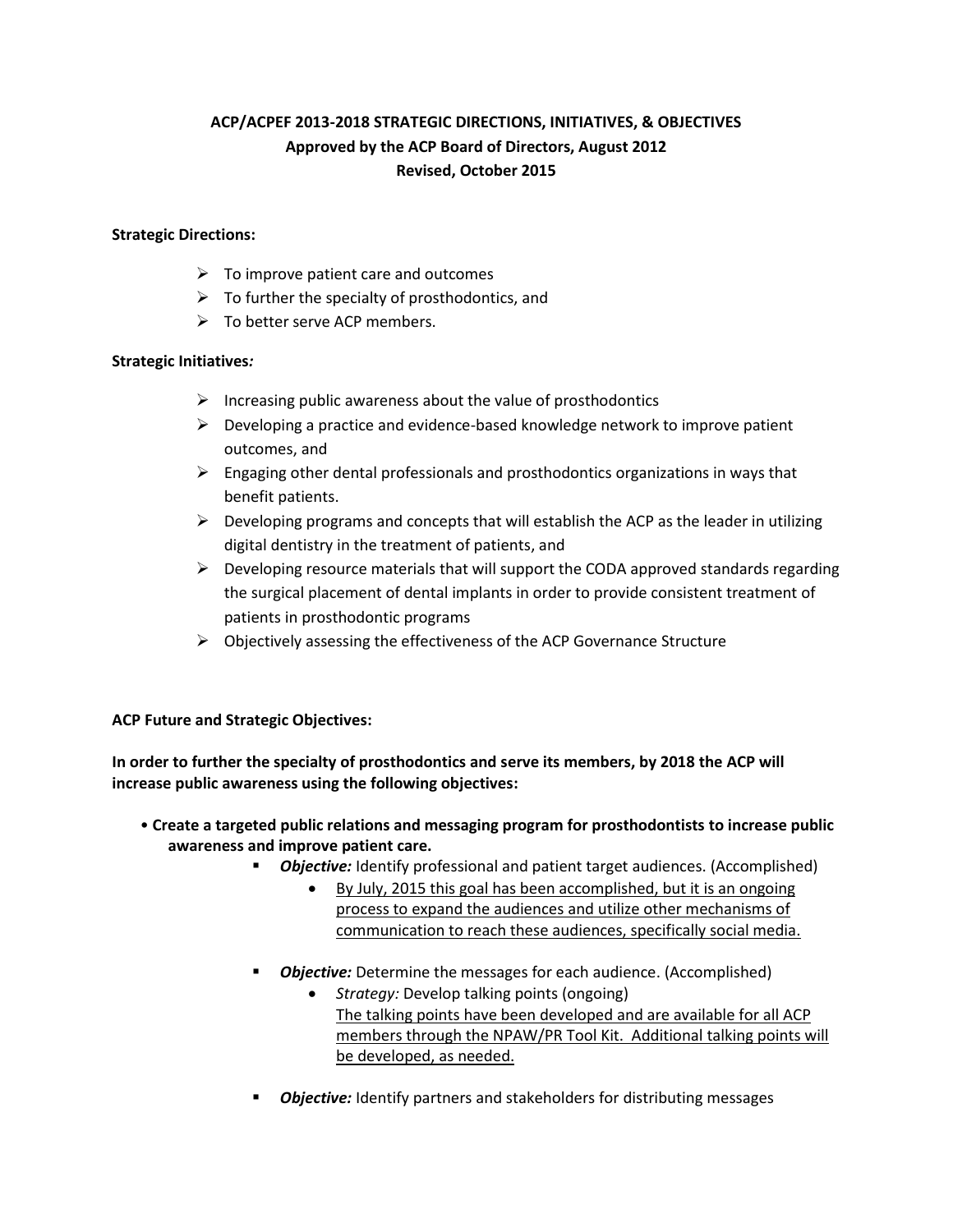**ACP/ACPEF 2013-2018 STRATEGIC DIRECTIONS, INITIATIVES, & OBJECTIVES**
**Approved by the ACP Board of Directors, August 2012**
**Revised, October 2015**

**Strategic Directions:**

- To improve patient care and outcomes
- To further the specialty of prosthodontics, and
- To better serve ACP members.

**Strategic Initiatives*:***

- Increasing public awareness about the value of prosthodontics
- Developing a practice and evidence-based knowledge network to improve patient outcomes, and
- Engaging other dental professionals and prosthodontics organizations in ways that benefit patients.
- Developing programs and concepts that will establish the ACP as the leader in utilizing digital dentistry in the treatment of patients, and
- Developing resource materials that will support the CODA approved standards regarding the surgical placement of dental implants in order to provide consistent treatment of patients in prosthodontic programs
- Objectively assessing the effectiveness of the ACP Governance Structure

**ACP Future and Strategic Objectives:**

**In order to further the specialty of prosthodontics and serve its members, by 2018 the ACP will increase public awareness using the following objectives:**

- **Create a targeted public relations and messaging program for prosthodontists to increase public awareness and improve patient care.**
  - ***Objective:*** Identify professional and patient target audiences. (Accomplished)
    - <u>By July, 2015 this goal has been accomplished, but it is an ongoing process to expand the audiences and utilize other mechanisms of communication to reach these audiences, specifically social media.</u>
  - ***Objective:*** Determine the messages for each audience. (Accomplished)
    - *Strategy:* Develop talking points (ongoing)
      <u>The talking points have been developed and are available for all ACP members through the NPAW/PR Tool Kit. Additional talking points will be developed, as needed.</u>
  - ***Objective:*** Identify partners and stakeholders for distributing messages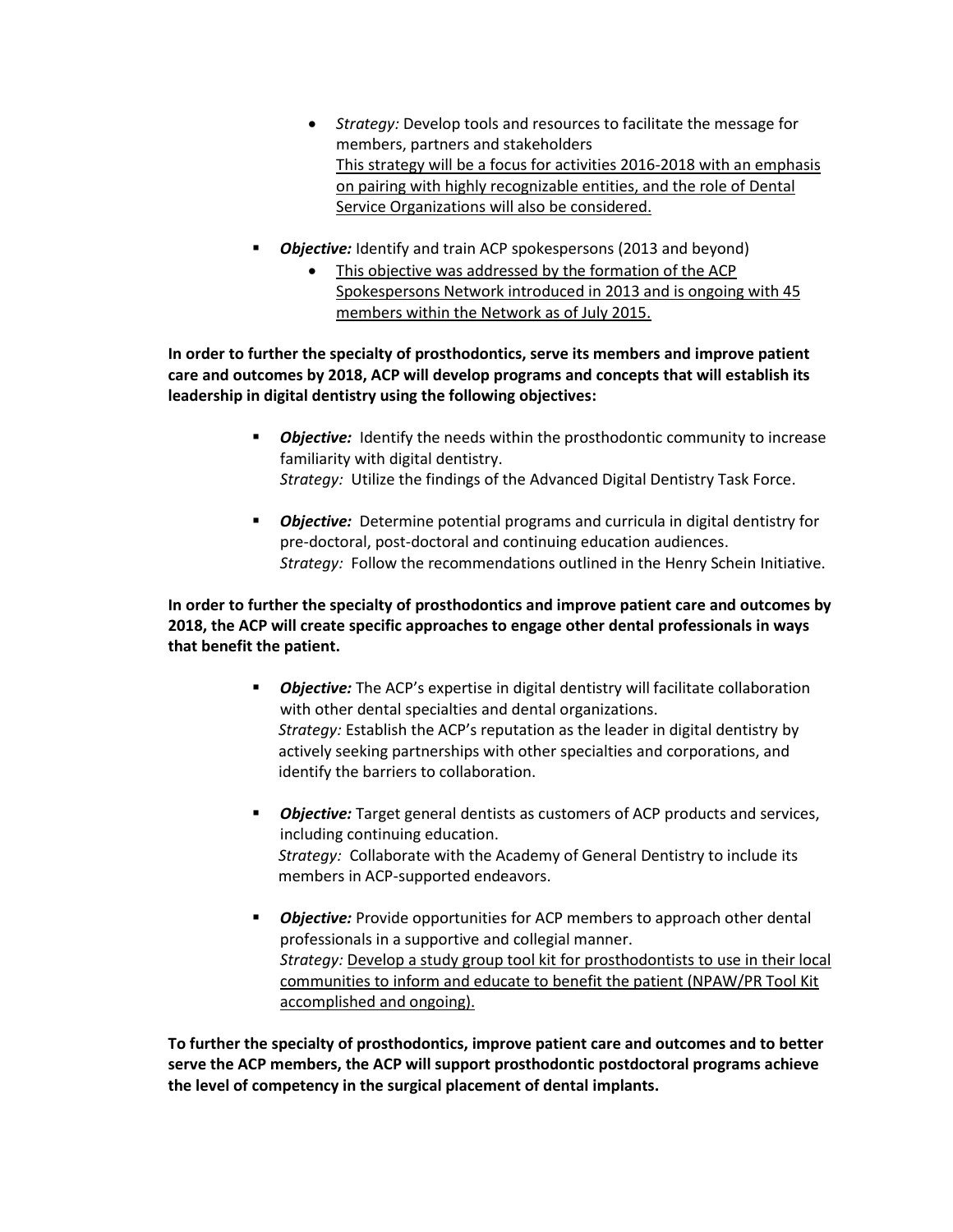- *Strategy:* Develop tools and resources to facilitate the message for members, partners and stakeholders
  <u>This strategy will be a focus for activities 2016-2018 with an emphasis on pairing with highly recognizable entities, and the role of Dental Service Organizations will also be considered.</u>

- ***Objective:*** Identify and train ACP spokespersons (2013 and beyond)
  - <u>This objective was addressed by the formation of the ACP Spokespersons Network introduced in 2013 and is ongoing with 45 members within the Network as of July 2015.</u>

**In order to further the specialty of prosthodontics, serve its members and improve patient care and outcomes by 2018, ACP will develop programs and concepts that will establish its leadership in digital dentistry using the following objectives:**

- ***Objective:*** Identify the needs within the prosthodontic community to increase familiarity with digital dentistry.
  *Strategy:* Utilize the findings of the Advanced Digital Dentistry Task Force.

- ***Objective:*** Determine potential programs and curricula in digital dentistry for pre-doctoral, post-doctoral and continuing education audiences.
  *Strategy:* Follow the recommendations outlined in the Henry Schein Initiative.

**In order to further the specialty of prosthodontics and improve patient care and outcomes by 2018, the ACP will create specific approaches to engage other dental professionals in ways that benefit the patient.**

- ***Objective:*** The ACP's expertise in digital dentistry will facilitate collaboration with other dental specialties and dental organizations.
  *Strategy:* Establish the ACP's reputation as the leader in digital dentistry by actively seeking partnerships with other specialties and corporations, and identify the barriers to collaboration.

- ***Objective:*** Target general dentists as customers of ACP products and services, including continuing education.
  *Strategy:* Collaborate with the Academy of General Dentistry to include its members in ACP-supported endeavors.

- ***Objective:*** Provide opportunities for ACP members to approach other dental professionals in a supportive and collegial manner.
  *Strategy:* <u>Develop a study group tool kit for prosthodontists to use in their local communities to inform and educate to benefit the patient (NPAW/PR Tool Kit accomplished and ongoing).</u>

**To further the specialty of prosthodontics, improve patient care and outcomes and to better serve the ACP members, the ACP will support prosthodontic postdoctoral programs achieve the level of competency in the surgical placement of dental implants.**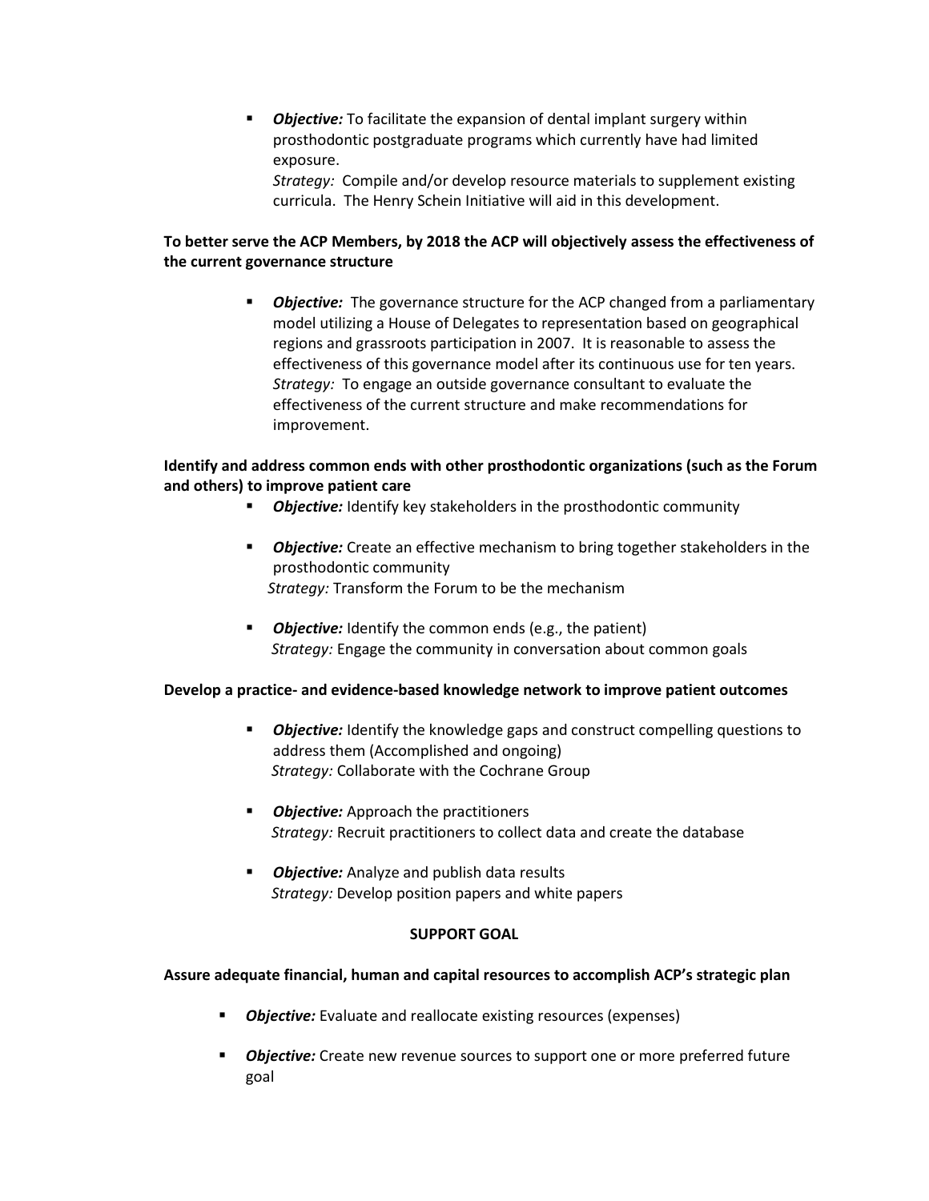- ***Objective:*** To facilitate the expansion of dental implant surgery within prosthodontic postgraduate programs which currently have had limited exposure.
  *Strategy:* Compile and/or develop resource materials to supplement existing curricula. The Henry Schein Initiative will aid in this development.

**To better serve the ACP Members, by 2018 the ACP will objectively assess the effectiveness of the current governance structure**

- ***Objective:*** The governance structure for the ACP changed from a parliamentary model utilizing a House of Delegates to representation based on geographical regions and grassroots participation in 2007. It is reasonable to assess the effectiveness of this governance model after its continuous use for ten years.
  *Strategy:* To engage an outside governance consultant to evaluate the effectiveness of the current structure and make recommendations for improvement.

**Identify and address common ends with other prosthodontic organizations (such as the Forum and others) to improve patient care**

- ***Objective:*** Identify key stakeholders in the prosthodontic community
- ***Objective:*** Create an effective mechanism to bring together stakeholders in the prosthodontic community
  *Strategy:* Transform the Forum to be the mechanism
- ***Objective:*** Identify the common ends (e.g., the patient)
  *Strategy:* Engage the community in conversation about common goals

**Develop a practice- and evidence-based knowledge network to improve patient outcomes**

- ***Objective:*** Identify the knowledge gaps and construct compelling questions to address them (Accomplished and ongoing)
  *Strategy:* Collaborate with the Cochrane Group
- ***Objective:*** Approach the practitioners
  *Strategy:* Recruit practitioners to collect data and create the database
- ***Objective:*** Analyze and publish data results
  *Strategy:* Develop position papers and white papers

## SUPPORT GOAL

**Assure adequate financial, human and capital resources to accomplish ACP's strategic plan**

- ***Objective:*** Evaluate and reallocate existing resources (expenses)
- ***Objective:*** Create new revenue sources to support one or more preferred future goal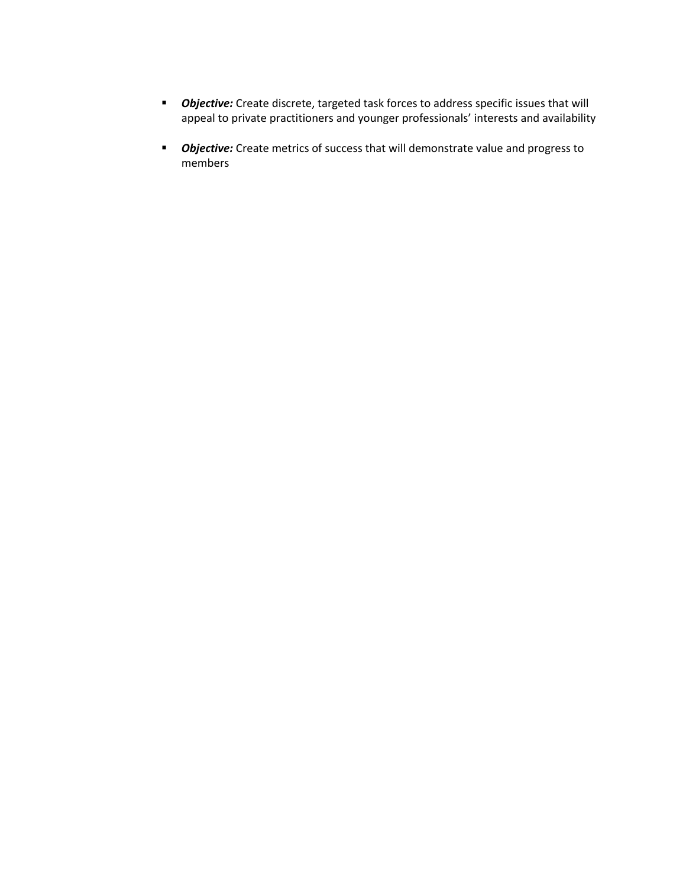- ***Objective:*** Create discrete, targeted task forces to address specific issues that will appeal to private practitioners and younger professionals' interests and availability

- ***Objective:*** Create metrics of success that will demonstrate value and progress to members